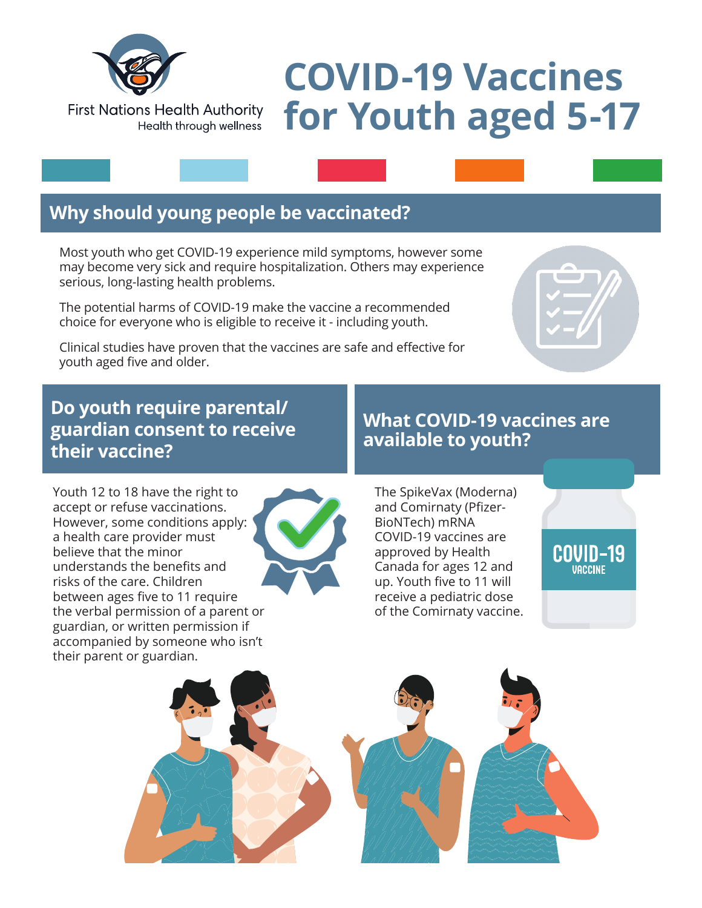First Nations Health Authority
Health through wellness

# COVID-19 Vaccines for Youth aged 5-17

## Why should young people be vaccinated?

Most youth who get COVID-19 experience mild symptoms, however some may become very sick and require hospitalization. Others may experience serious, long-lasting health problems.

The potential harms of COVID-19 make the vaccine a recommended choice for everyone who is eligible to receive it - including youth.

Clinical studies have proven that the vaccines are safe and effective for youth aged five and older.

## Do youth require parental/ guardian consent to receive their vaccine?

Youth 12 to 18 have the right to accept or refuse vaccinations. However, some conditions apply: a health care provider must believe that the minor understands the benefits and risks of the care. Children between ages five to 11 require the verbal permission of a parent or guardian, or written permission if accompanied by someone who isn't their parent or guardian.

## What COVID-19 vaccines are available to youth?

The SpikeVax (Moderna) and Comirnaty (Pfizer-BioNTech) mRNA COVID-19 vaccines are approved by Health Canada for ages 12 and up. Youth five to 11 will receive a pediatric dose of the Comirnaty vaccine.

COVID-19 VACCINE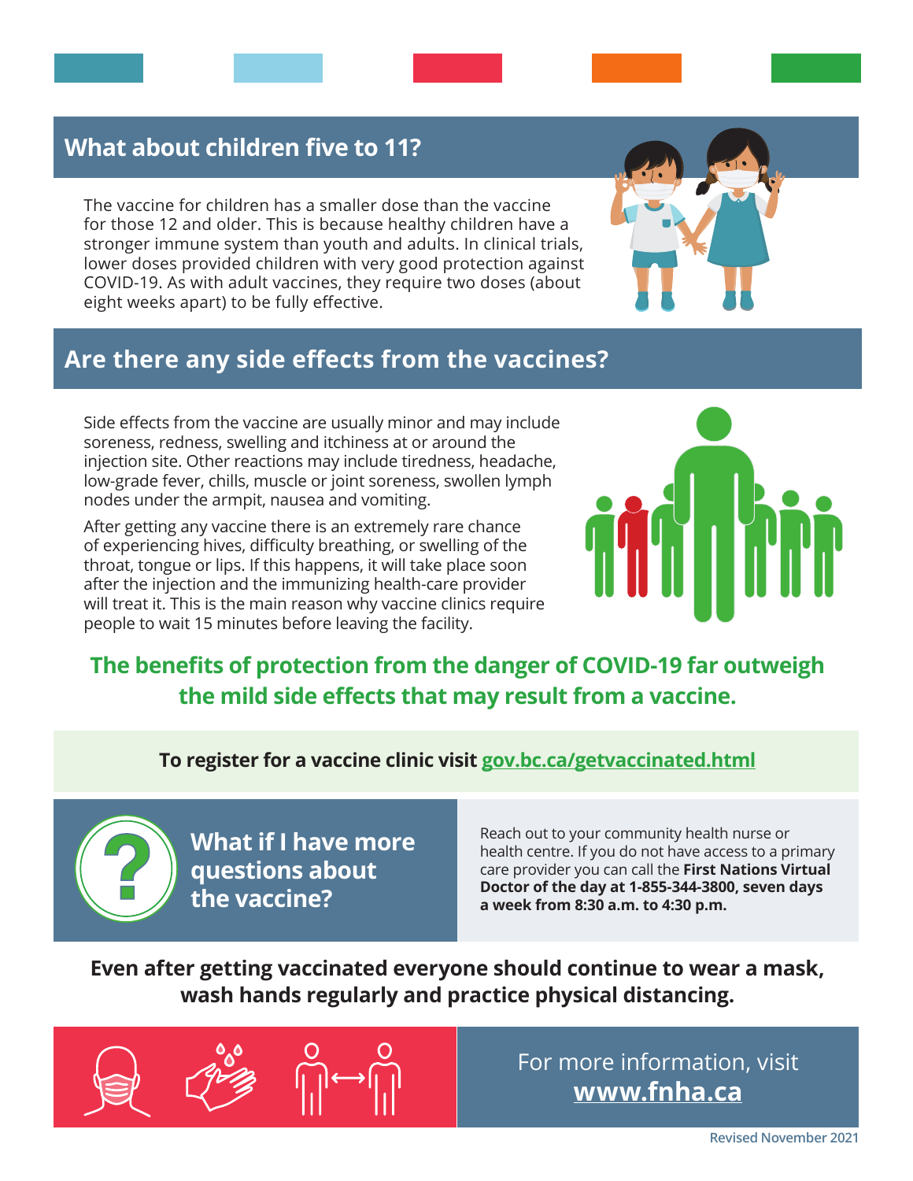## What about children five to 11?

The vaccine for children has a smaller dose than the vaccine for those 12 and older. This is because healthy children have a stronger immune system than youth and adults. In clinical trials, lower doses provided children with very good protection against COVID-19. As with adult vaccines, they require two doses (about eight weeks apart) to be fully effective.

## Are there any side effects from the vaccines?

Side effects from the vaccine are usually minor and may include soreness, redness, swelling and itchiness at or around the injection site. Other reactions may include tiredness, headache, low-grade fever, chills, muscle or joint soreness, swollen lymph nodes under the armpit, nausea and vomiting.

After getting any vaccine there is an extremely rare chance of experiencing hives, difficulty breathing, or swelling of the throat, tongue or lips. If this happens, it will take place soon after the injection and the immunizing health-care provider will treat it. This is the main reason why vaccine clinics require people to wait 15 minutes before leaving the facility.

**The benefits of protection from the danger of COVID-19 far outweigh the mild side effects that may result from a vaccine.**

**To register for a vaccine clinic visit gov.bc.ca/getvaccinated.html**

## What if I have more questions about the vaccine?

Reach out to your community health nurse or health centre. If you do not have access to a primary care provider you can call the **First Nations Virtual Doctor of the day at 1-855-344-3800, seven days a week from 8:30 a.m. to 4:30 p.m.**

**Even after getting vaccinated everyone should continue to wear a mask, wash hands regularly and practice physical distancing.**

For more information, visit **www.fnha.ca**

Revised November 2021